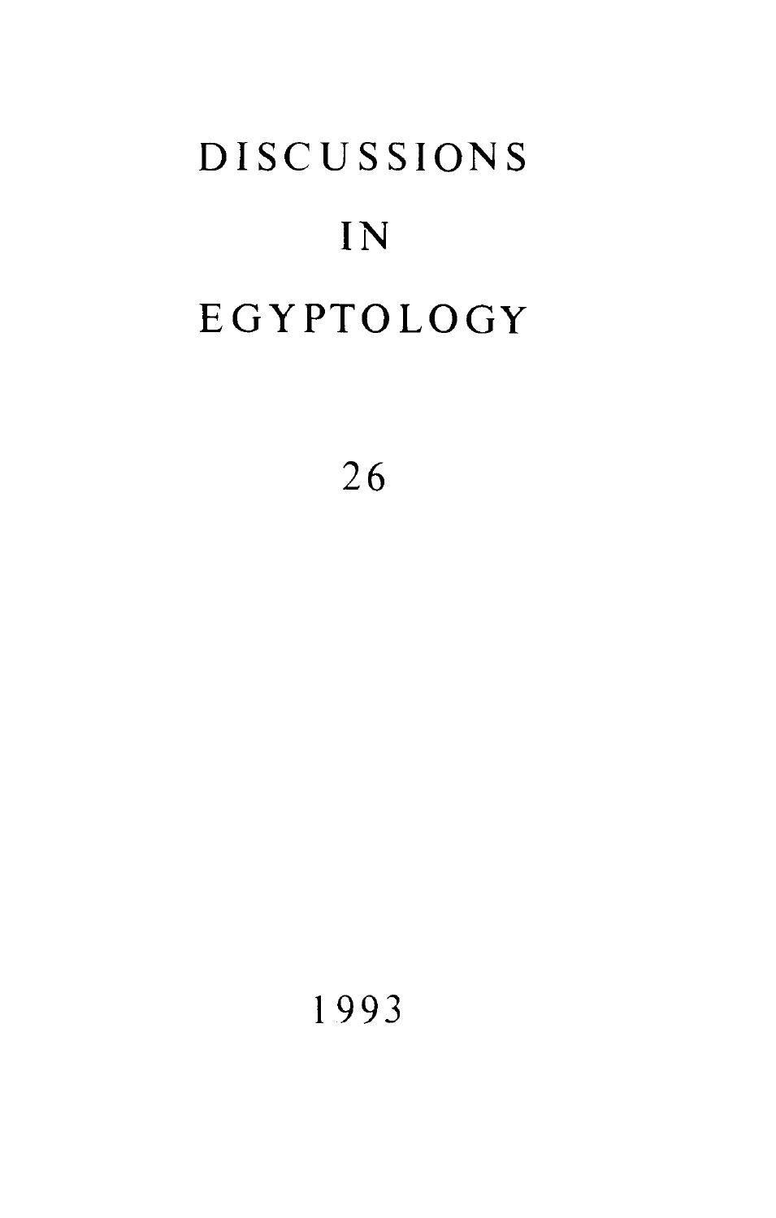# DISCUSSIONS

# IN

# EGYPTOLOGY

26

1993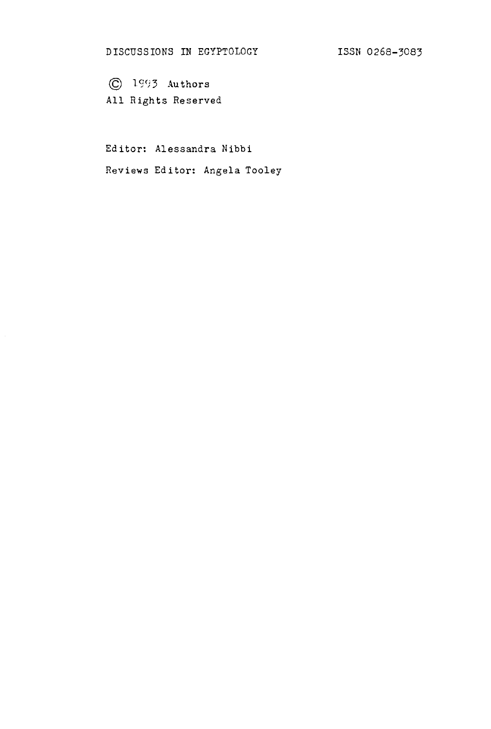DISCUSSIONS IN EGYPTOLOGY ISSN 0268-3083

© 1993 Authors

All Rights Reserved

Editor: Alessandra Nibbi

Reviews Editor: Angela Tooley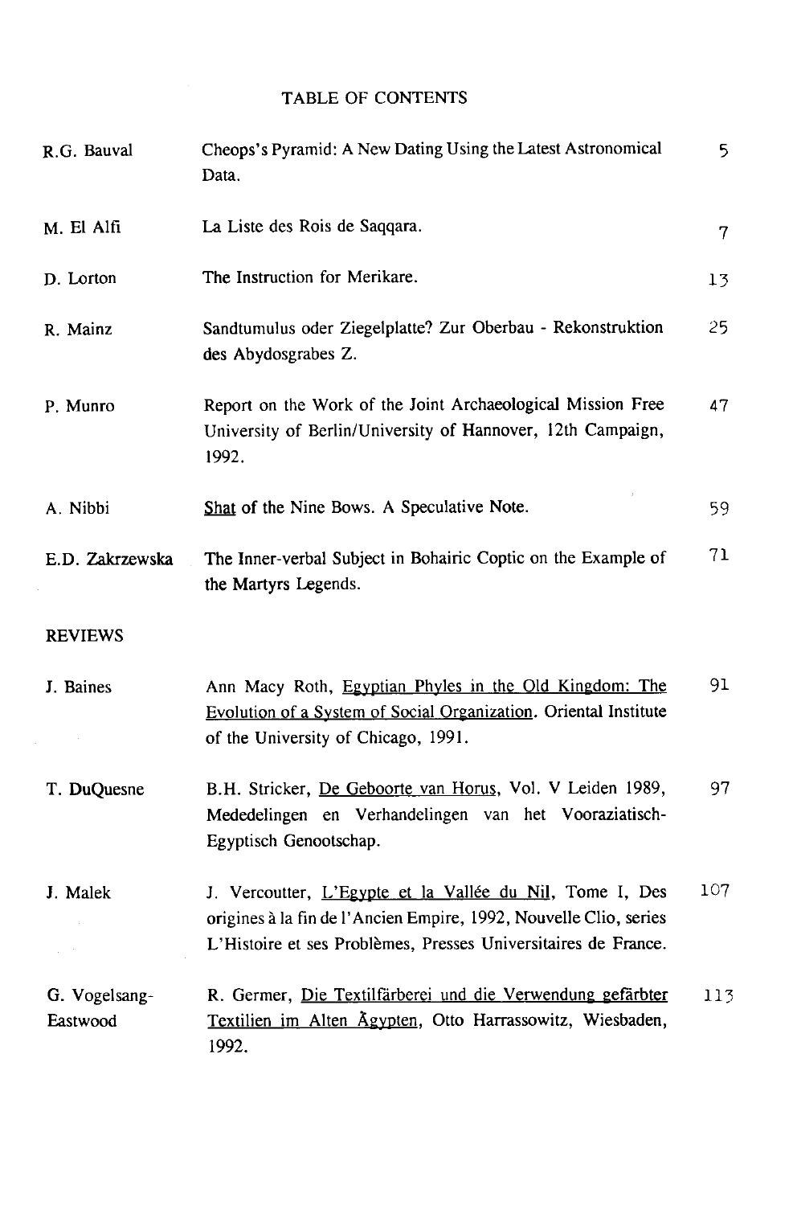# TABLE OF CONTENTS

| | | |
|---|---|---|
| R.G. Bauval | Cheops's Pyramid: A New Dating Using the Latest Astronomical Data. | 5 |
| M. El Alfi | La Liste des Rois de Saqqara. | 7 |
| D. Lorton | The Instruction for Merikare. | 13 |
| R. Mainz | Sandtumulus oder Ziegelplatte? Zur Oberbau - Rekonstruktion des Abydosgrabes Z. | 25 |
| P. Munro | Report on the Work of the Joint Archaeological Mission Free University of Berlin/University of Hannover, 12th Campaign, 1992. | 47 |
| A. Nibbi | Shat of the Nine Bows. A Speculative Note. | 59 |
| E.D. Zakrzewska | The Inner-verbal Subject in Bohairic Coptic on the Example of the Martyrs Legends. | 71 |

## REVIEWS

| | | |
|---|---|---|
| J. Baines | Ann Macy Roth, Egyptian Phyles in the Old Kingdom: The Evolution of a System of Social Organization. Oriental Institute of the University of Chicago, 1991. | 91 |
| T. DuQuesne | B.H. Stricker, De Geboorte van Horus, Vol. V Leiden 1989, Mededelingen en Verhandelingen van het Vooraziatisch-Egyptisch Genootschap. | 97 |
| J. Malek | J. Vercoutter, L'Egypte et la Vallée du Nil, Tome I, Des origines à la fin de l'Ancien Empire, 1992, Nouvelle Clio, series L'Histoire et ses Problèmes, Presses Universitaires de France. | 107 |
| G. Vogelsang-Eastwood | R. Germer, Die Textilfärberei und die Verwendung gefärbter Textilien im Alten Ägypten, Otto Harrassowitz, Wiesbaden, 1992. | 113 |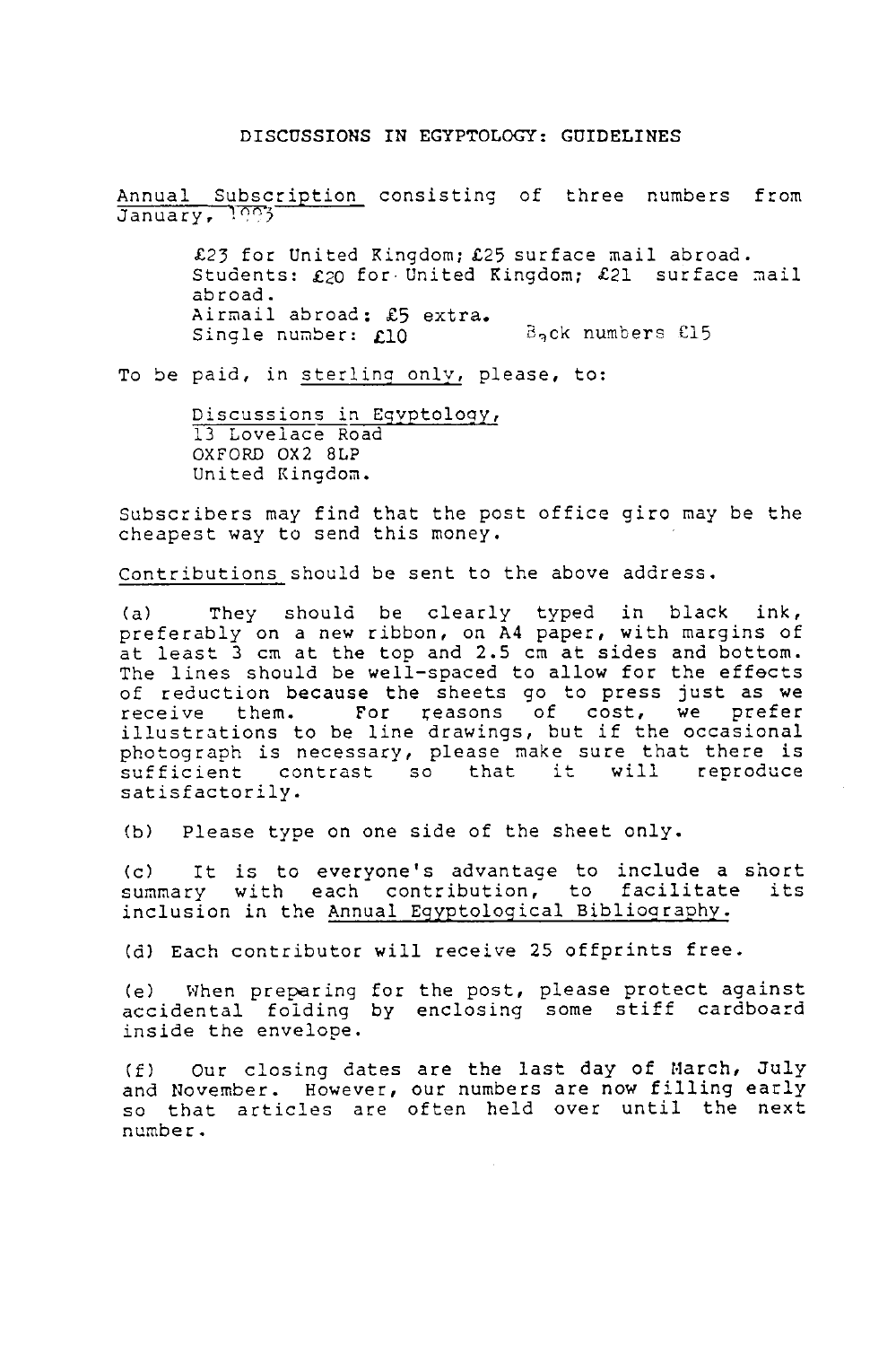# DISCUSSIONS IN EGYPTOLOGY: GUIDELINES

Annual Subscription consisting of three numbers from January, 1993

£23 for United Kingdom; £25 surface mail abroad.
Students: £20 for United Kingdom; £21 surface mail abroad.
Airmail abroad: £5 extra.
Single number: £10 Back numbers £15

To be paid, in sterling only, please, to:

Discussions in Egyptology,
13 Lovelace Road
OXFORD OX2 8LP
United Kingdom.

Subscribers may find that the post office giro may be the cheapest way to send this money.

Contributions should be sent to the above address.

(a) They should be clearly typed in black ink, preferably on a new ribbon, on A4 paper, with margins of at least 3 cm at the top and 2.5 cm at sides and bottom. The lines should be well-spaced to allow for the effects of reduction because the sheets go to press just as we receive them. For reasons of cost, we prefer illustrations to be line drawings, but if the occasional photograph is necessary, please make sure that there is sufficient contrast so that it will reproduce satisfactorily.

(b) Please type on one side of the sheet only.

(c) It is to everyone's advantage to include a short summary with each contribution, to facilitate its inclusion in the Annual Egyptological Bibliography.

(d) Each contributor will receive 25 offprints free.

(e) When preparing for the post, please protect against accidental folding by enclosing some stiff cardboard inside the envelope.

(f) Our closing dates are the last day of March, July and November. However, our numbers are now filling early so that articles are often held over until the next number.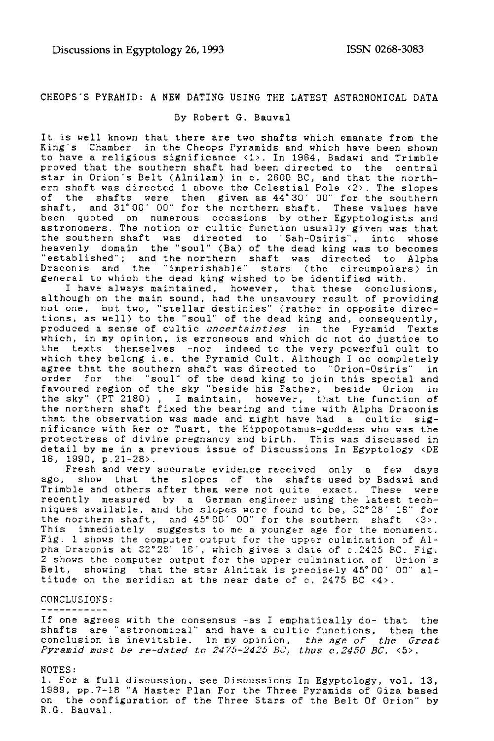CHEOPS'S PYRAMID: A NEW DATING USING THE LATEST ASTRONOMICAL DATA

By Robert G. Bauval

It is well known that there are two shafts which emanate from the King's Chamber in the Cheops Pyramids and which have been shown to have a religious significance <1>. In 1964, Badawi and Trimble proved that the southern shaft had been directed to the central star in Orion's Belt (Alnilam) in c. 2600 BC, and that the northern shaft was directed 1 above the Celestial Pole <2>. The slopes of the shafts were then given as 44°30' 00" for the southern shaft, and 31°00' 00" for the northern shaft. These values have been quoted on numerous occasions by other Egyptologists and astronomers. The notion or cultic function usually given was that the southern shaft was directed to "Sah-Osiris", into whose heavenly domain the "soul" (Ba) of the dead king was to becomes "established"; and the northern shaft was directed to Alpha Draconis and the "imperishable" stars (the circumpolars) in general to which the dead king wished to be identified with.

I have always maintained, however, that these conclusions, although on the main sound, had the unsavoury result of providing not one, but two, "stellar destinies" (rather in opposite directions, as well) to the "soul" of the dead king and, consequently, produced a sense of cultic *uncertainties* in the Pyramid Texts which, in my opinion, is erroneous and which do not do justice to the texts themselves -nor indeed to the very powerful cult to which they belong i.e. the Pyramid Cult. Although I do completely agree that the southern shaft was directed to "Orion-Osiris" in order for the "soul" of the dead king to join this special and favoured region of the sky "beside his Father, beside Orion in the sky" (PT 2180) , I maintain, however, that the function of the northern shaft fixed the bearing and time with Alpha Draconis that the observation was made and might have had a cultic significance with Rer or Tuart, the Hippopotamus-goddess who was the protectress of divine pregnancy and birth. This was discussed in detail by me in a previous issue of Discussions In Egyptology <DE 16, 1990, p.21-28>.

Fresh and very accurate evidence received only a few days ago, show that the slopes of the shafts used by Badawi and Trimble and others after them were not quite exact. These were recently measured by a German engineer using the latest techniques available, and the slopes were found to be, 32°28' 16" for the northern shaft, and 45°00' 00" for the southern shaft <3>. This immediately suggests to me a younger age for the monument. Fig. 1 shows the computer output for the upper culmination of Alpha Draconis at 32°28" 16', which gives a date of c.2425 BC. Fig. 2 shows the computer output for the upper culmination of Orion's Belt, showing that the star Alnitak is precisely 45°00' 00" altitude on the meridian at the near date of c. 2475 BC <4>.

CONCLUSIONS:

-----------

If one agrees with the consensus -as I emphatically do- that the shafts are "astronomical" and have a cultic functions, then the conclusion is inevitable. In my opinion, *the age of the Great Pyramid must be re-dated to 2475-2425 BC, thus c.2450 BC.* <5>.

NOTES:

1. For a full discussion, see Discussions In Egyptology, vol. 13, 1989, pp.7-18 "A Master Plan For the Three Pyramids of Giza based on the configuration of the Three Stars of the Belt Of Orion" by R.G. Bauval.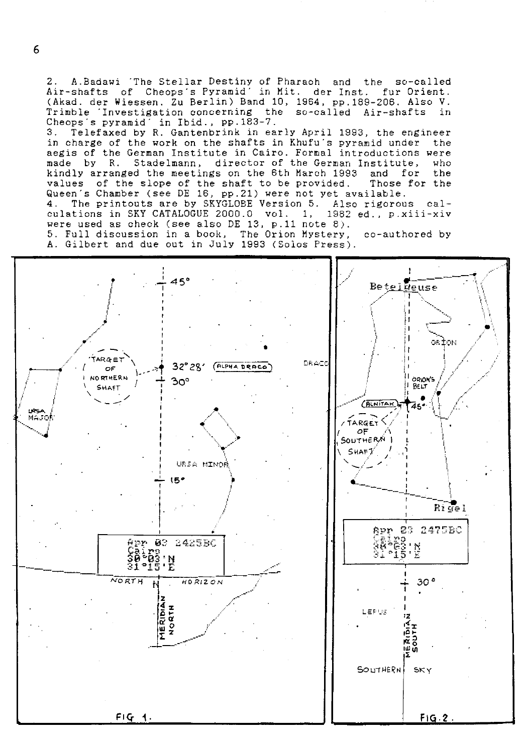2. A.Badawi 'The Stellar Destiny of Pharaoh and the so-called Air-shafts of Cheops's Pyramid' in Mit. der Inst. fur Orient. (Akad. der Wiessen. Zu Berlin) Band 10, 1964, pp.189-206. Also V. Trimble 'Investigation concerning the so-called Air-shafts in Cheops's pyramid' in Ibid., pp.183-7.

3. Telefaxed by R. Gantenbrink in early April 1993, the engineer in charge of the work on the shafts in Khufu's pyramid under the aegis of the German Institute in Cairo. Formal introductions were made by R. Stadelmann, director of the German Institute, who kindly arranged the meetings on the 6th March 1993 and for the values of the slope of the shaft to be provided. Those for the Queen's Chamber (see DE 16, pp.21) were not yet available.

4. The printouts are by SKYGLOBE Version 5. Also rigorous calculations in SKY CATALOGUE 2000.0 vol. 1, 1982 ed., p.xiii-xiv were used as check (see also DE 13, p.11 note 8).

5. Full discussion in a book, The Orion Mystery, co-authored by A. Gilbert and due out in July 1993 (Solos Press).

45°
TARGET OF NORTHERN SHAFT
32°28' (ALPHA DRACO)
DRACO
30°
URSA MAJOR
URSA MINOR
15°
Apr 03 2425BC
Cairo
30°03'N
31°15'E
NORTH HORIZON
MERIDIAN NORTH

FIG 1.

Betelgeuse
ORION
ORION'S BELT
(ALNITAK)
45°
TARGET OF SOUTHERN SHAFT
Rigel
Apr 03 2475BC
Cairo
30°03'N
31°15'E
30°
LEPUS
MERIDIAN SOUTH
SOUTHERN SKY

FIG.2.